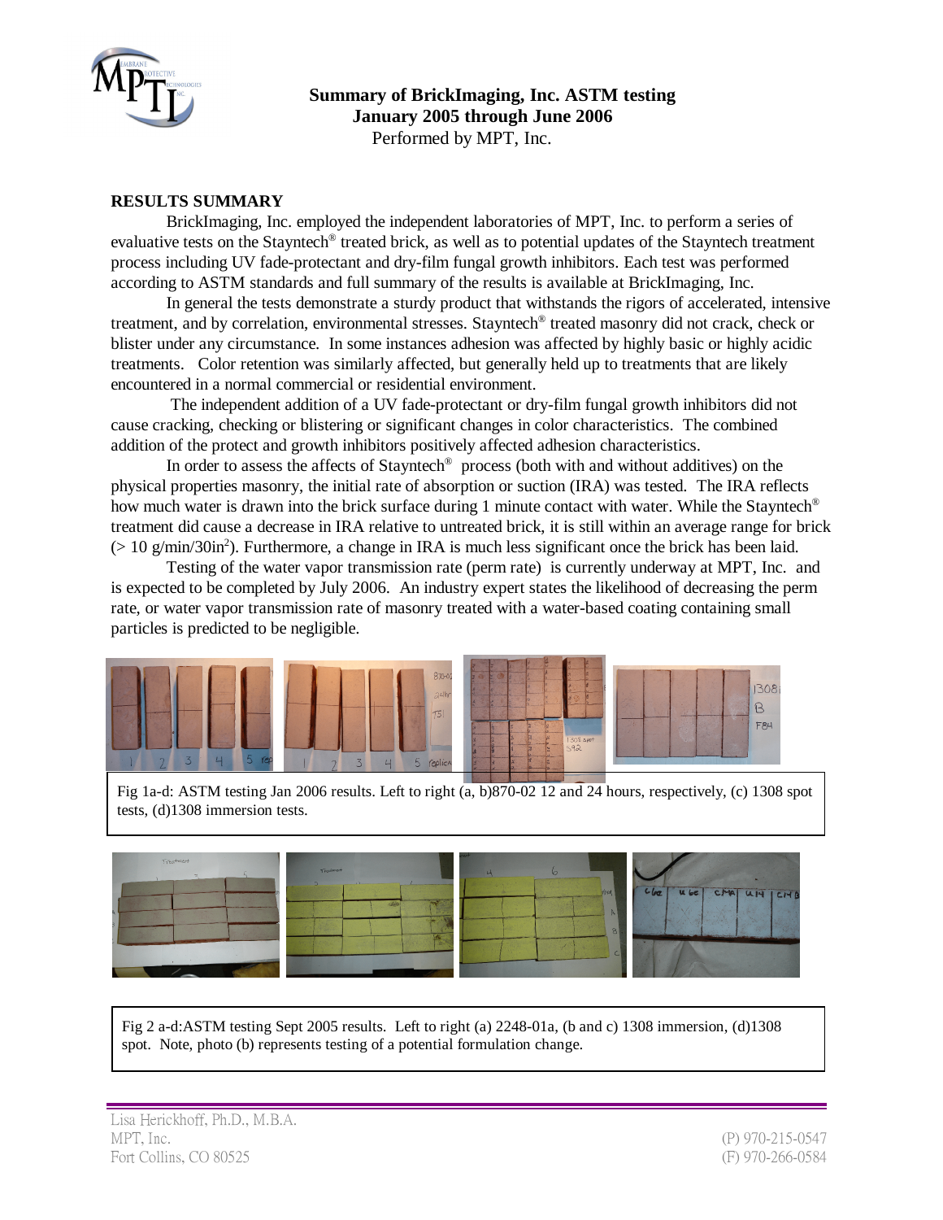**Summary of BrickImaging, Inc. ASTM testing**
**January 2005 through June 2006**
Performed by MPT, Inc.

## RESULTS SUMMARY

BrickImaging, Inc. employed the independent laboratories of MPT, Inc. to perform a series of evaluative tests on the Stayntech® treated brick, as well as to potential updates of the Stayntech treatment process including UV fade-protectant and dry-film fungal growth inhibitors. Each test was performed according to ASTM standards and full summary of the results is available at BrickImaging, Inc.

In general the tests demonstrate a sturdy product that withstands the rigors of accelerated, intensive treatment, and by correlation, environmental stresses. Stayntech® treated masonry did not crack, check or blister under any circumstance. In some instances adhesion was affected by highly basic or highly acidic treatments. Color retention was similarly affected, but generally held up to treatments that are likely encountered in a normal commercial or residential environment.

The independent addition of a UV fade-protectant or dry-film fungal growth inhibitors did not cause cracking, checking or blistering or significant changes in color characteristics. The combined addition of the protect and growth inhibitors positively affected adhesion characteristics.

In order to assess the affects of Stayntech® process (both with and without additives) on the physical properties masonry, the initial rate of absorption or suction (IRA) was tested. The IRA reflects how much water is drawn into the brick surface during 1 minute contact with water. While the Stayntech® treatment did cause a decrease in IRA relative to untreated brick, it is still within an average range for brick (> 10 g/min/30in$^2$). Furthermore, a change in IRA is much less significant once the brick has been laid.

Testing of the water vapor transmission rate (perm rate) is currently underway at MPT, Inc. and is expected to be completed by July 2006. An industry expert states the likelihood of decreasing the perm rate, or water vapor transmission rate of masonry treated with a water-based coating containing small particles is predicted to be negligible.

Fig 1a-d: ASTM testing Jan 2006 results. Left to right (a, b)870-02 12 and 24 hours, respectively, (c) 1308 spot tests, (d)1308 immersion tests.

Fig 2 a-d:ASTM testing Sept 2005 results. Left to right (a) 2248-01a, (b and c) 1308 immersion, (d)1308 spot. Note, photo (b) represents testing of a potential formulation change.

Lisa Herickhoff, Ph.D., M.B.A.
MPT, Inc.
Fort Collins, CO 80525

(P) 970-215-0547
(F) 970-266-0584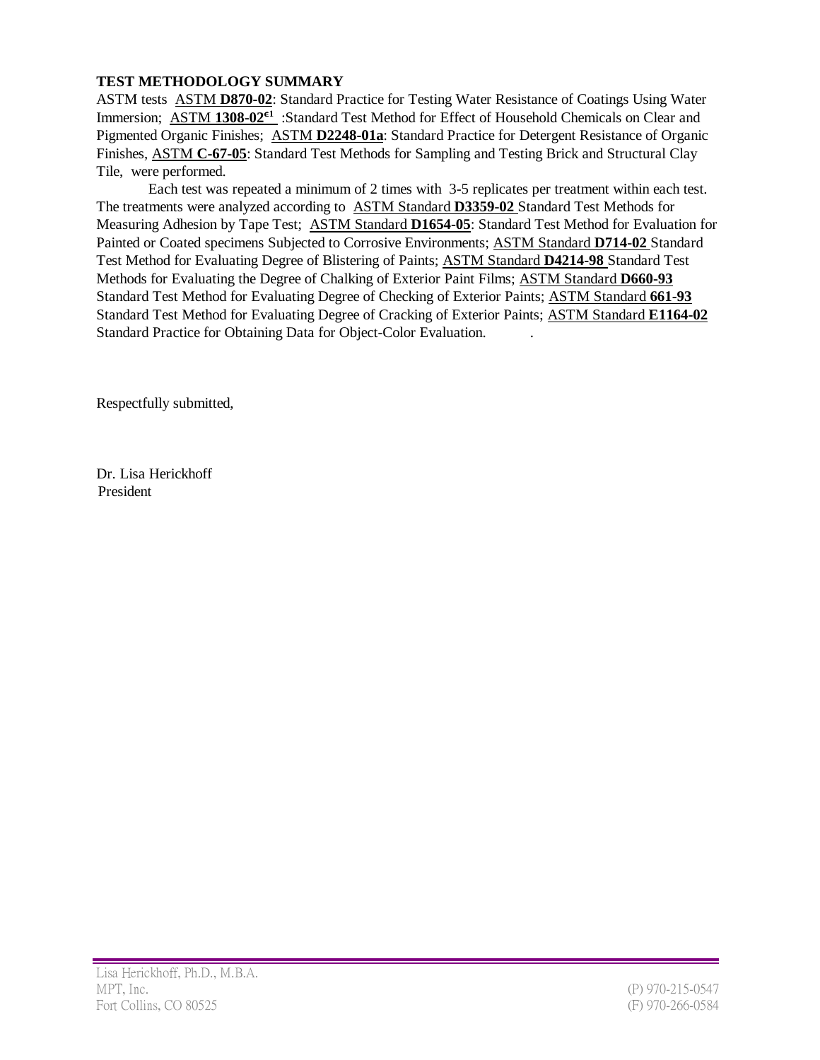**TEST METHODOLOGY SUMMARY**

ASTM tests ASTM **D870-02**: Standard Practice for Testing Water Resistance of Coatings Using Water Immersion; ASTM **1308-02$^{\epsilon 1}$** :Standard Test Method for Effect of Household Chemicals on Clear and Pigmented Organic Finishes; ASTM **D2248-01a**: Standard Practice for Detergent Resistance of Organic Finishes, ASTM **C-67-05**: Standard Test Methods for Sampling and Testing Brick and Structural Clay Tile, were performed.

Each test was repeated a minimum of 2 times with 3-5 replicates per treatment within each test. The treatments were analyzed according to ASTM Standard **D3359-02** Standard Test Methods for Measuring Adhesion by Tape Test; ASTM Standard **D1654-05**: Standard Test Method for Evaluation for Painted or Coated specimens Subjected to Corrosive Environments; ASTM Standard **D714-02** Standard Test Method for Evaluating Degree of Blistering of Paints; ASTM Standard **D4214-98** Standard Test Methods for Evaluating the Degree of Chalking of Exterior Paint Films; ASTM Standard **D660-93** Standard Test Method for Evaluating Degree of Checking of Exterior Paints; ASTM Standard **661-93** Standard Test Method for Evaluating Degree of Cracking of Exterior Paints; ASTM Standard **E1164-02** Standard Practice for Obtaining Data for Object-Color Evaluation. .

Respectfully submitted,

Dr. Lisa Herickhoff
President

Lisa Herickhoff, Ph.D., M.B.A.
MPT, Inc.
Fort Collins, CO 80525

(P) 970-215-0547
(F) 970-266-0584